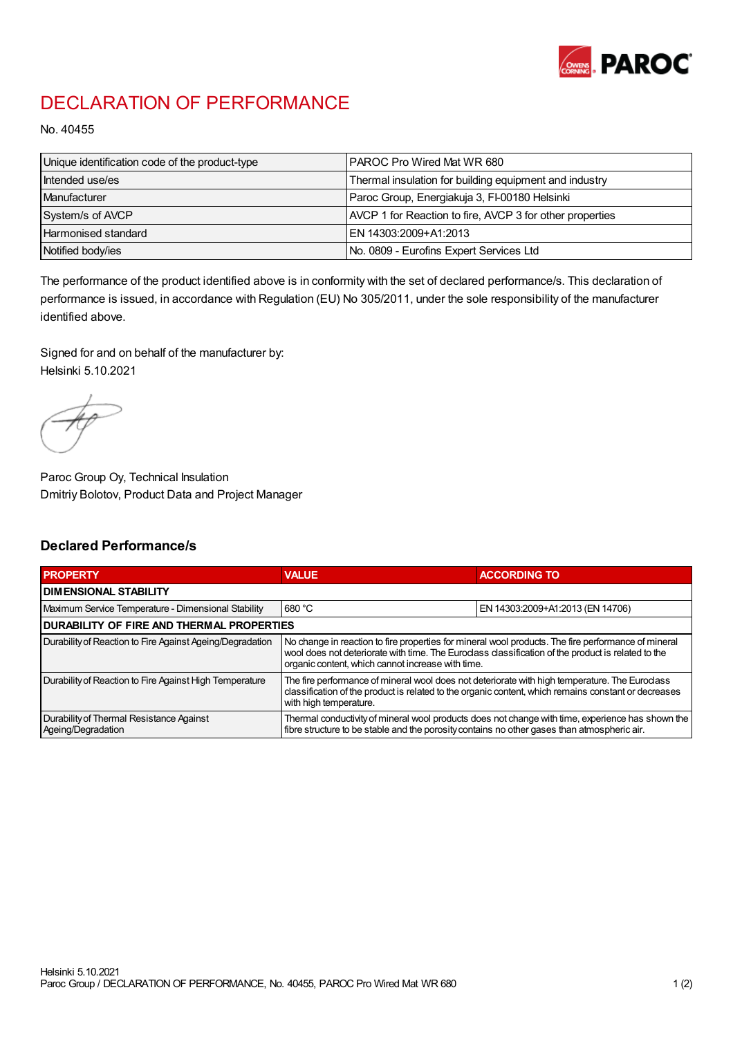# DECLARATION OF PERFORMANCE

No. 40455

| | |
|---|---|
| Unique identification code of the product-type | PAROC Pro Wired Mat WR 680 |
| Intended use/es | Thermal insulation for building equipment and industry |
| Manufacturer | Paroc Group, Energiakuja 3, FI-00180 Helsinki |
| System/s of AVCP | AVCP 1 for Reaction to fire, AVCP 3 for other properties |
| Harmonised standard | EN 14303:2009+A1:2013 |
| Notified body/ies | No. 0809 - Eurofins Expert Services Ltd |

The performance of the product identified above is in conformity with the set of declared performance/s. This declaration of performance is issued, in accordance with Regulation (EU) No 305/2011, under the sole responsibility of the manufacturer identified above.

Signed for and on behalf of the manufacturer by:
Helsinki 5.10.2021

Paroc Group Oy, Technical Insulation
Dmitriy Bolotov, Product Data and Project Manager

## Declared Performance/s

| PROPERTY | VALUE | ACCORDING TO |
|---|---|---|
| **DIMENSIONAL STABILITY** | | |
| Maximum Service Temperature - Dimensional Stability | 680 °C | EN 14303:2009+A1:2013 (EN 14706) |
| **DURABILITY OF FIRE AND THERMAL PROPERTIES** | | |
| Durability of Reaction to Fire Against Ageing/Degradation | No change in reaction to fire properties for mineral wool products. The fire performance of mineral wool does not deteriorate with time. The Euroclass classification of the product is related to the organic content, which cannot increase with time. | |
| Durability of Reaction to Fire Against High Temperature | The fire performance of mineral wool does not deteriorate with high temperature. The Euroclass classification of the product is related to the organic content, which remains constant or decreases with high temperature. | |
| Durability of Thermal Resistance Against Ageing/Degradation | Thermal conductivity of mineral wool products does not change with time, experience has shown the fibre structure to be stable and the porosity contains no other gases than atmospheric air. | |

Helsinki 5.10.2021
Paroc Group / DECLARATION OF PERFORMANCE, No. 40455, PAROC Pro Wired Mat WR 680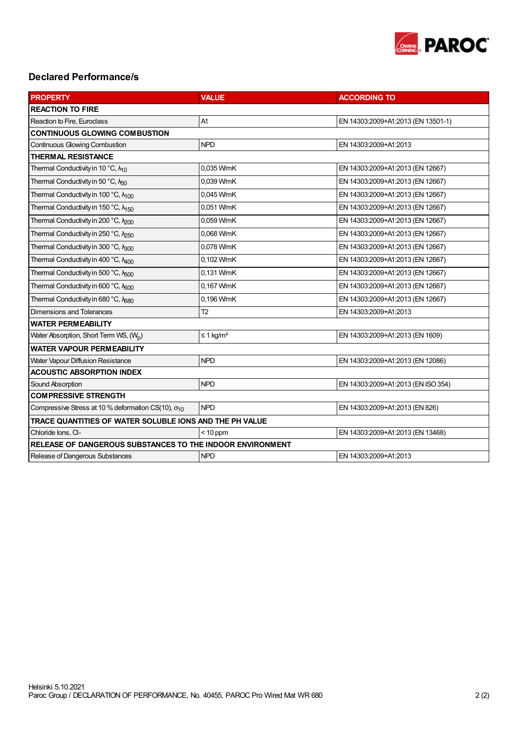## Declared Performance/s

| PROPERTY | VALUE | ACCORDING TO |
|---|---|---|
| **REACTION TO FIRE** | | |
| Reaction to Fire, Euroclass | A1 | EN 14303:2009+A1:2013 (EN 13501-1) |
| **CONTINUOUS GLOWING COMBUSTION** | | |
| Continuous Glowing Combustion | NPD | EN 14303:2009+A1:2013 |
| **THERMAL RESISTANCE** | | |
| Thermal Conductivity in 10 °C, $\lambda_{10}$ | 0,035 W/mK | EN 14303:2009+A1:2013 (EN 12667) |
| Thermal Conductivity in 50 °C, $\lambda_{50}$ | 0,039 W/mK | EN 14303:2009+A1:2013 (EN 12667) |
| Thermal Conductivity in 100 °C, $\lambda_{100}$ | 0,045 W/mK | EN 14303:2009+A1:2013 (EN 12667) |
| Thermal Conductivity in 150 °C, $\lambda_{150}$ | 0,051 W/mK | EN 14303:2009+A1:2013 (EN 12667) |
| Thermal Conductivity in 200 °C, $\lambda_{200}$ | 0,059 W/mK | EN 14303:2009+A1:2013 (EN 12667) |
| Thermal Conductivity in 250 °C, $\lambda_{250}$ | 0,068 W/mK | EN 14303:2009+A1:2013 (EN 12667) |
| Thermal Conductivity in 300 °C, $\lambda_{300}$ | 0,078 W/mK | EN 14303:2009+A1:2013 (EN 12667) |
| Thermal Conductivity in 400 °C, $\lambda_{400}$ | 0,102 W/mK | EN 14303:2009+A1:2013 (EN 12667) |
| Thermal Conductivity in 500 °C, $\lambda_{500}$ | 0,131 W/mK | EN 14303:2009+A1:2013 (EN 12667) |
| Thermal Conductivity in 600 °C, $\lambda_{600}$ | 0,167 W/mK | EN 14303:2009+A1:2013 (EN 12667) |
| Thermal Conductivity in 680 °C, $\lambda_{680}$ | 0,196 W/mK | EN 14303:2009+A1:2013 (EN 12667) |
| Dimensions and Tolerances | T2 | EN 14303:2009+A1:2013 |
| **WATER PERMEABILITY** | | |
| Water Absorption, Short Term WS, ($W_p$) | ≤ 1 kg/m² | EN 14303:2009+A1:2013 (EN 1609) |
| **WATER VAPOUR PERMEABILITY** | | |
| Water Vapour Diffusion Resistance | NPD | EN 14303:2009+A1:2013 (EN 12086) |
| **ACOUSTIC ABSORPTION INDEX** | | |
| Sound Absorption | NPD | EN 14303:2009+A1:2013 (EN ISO 354) |
| **COMPRESSIVE STRENGTH** | | |
| Compressive Stress at 10 % deformation CS(10), $\sigma_{10}$ | NPD | EN 14303:2009+A1:2013 (EN 826) |
| **TRACE QUANTITIES OF WATER SOLUBLE IONS AND THE PH VALUE** | | |
| Chloride Ions, Cl- | < 10 ppm | EN 14303:2009+A1:2013 (EN 13468) |
| **RELEASE OF DANGEROUS SUBSTANCES TO THE INDOOR ENVIRONMENT** | | |
| Release of Dangerous Substances | NPD | EN 14303:2009+A1:2013 |

Helsinki 5.10.2021
Paroc Group / DECLARATION OF PERFORMANCE, No. 40455, PAROC Pro Wired Mat WR 680